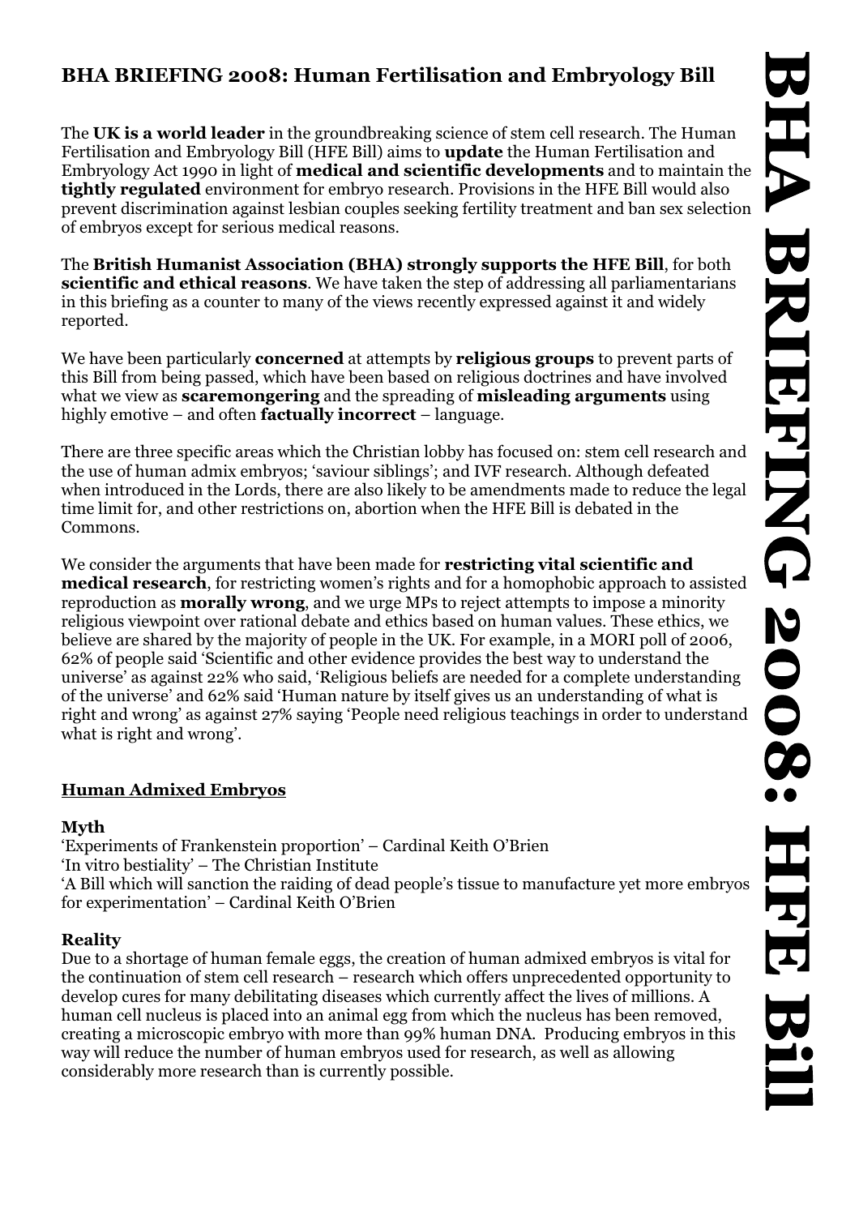## BHA BRIEFING 2008: Human Fertilisation and Embryology Bill

The **UK is a world leader** in the groundbreaking science of stem cell research. The Human Fertilisation and Embryology Bill (HFE Bill) aims to **update** the Human Fertilisation and Embryology Act 1990 in light of **medical and scientific developments** and to maintain the **tightly regulated** environment for embryo research. Provisions in the HFE Bill would also prevent discrimination against lesbian couples seeking fertility treatment and ban sex selection of embryos except for serious medical reasons.

The **British Humanist Association (BHA) strongly supports the HFE Bill**, for both **scientific and ethical reasons**. We have taken the step of addressing all parliamentarians in this briefing as a counter to many of the views recently expressed against it and widely reported.

We have been particularly **concerned** at attempts by **religious groups** to prevent parts of this Bill from being passed, which have been based on religious doctrines and have involved what we view as **scaremongering** and the spreading of **misleading arguments** using highly emotive – and often **factually incorrect** – language.

There are three specific areas which the Christian lobby has focused on: stem cell research and the use of human admix embryos; 'saviour siblings'; and IVF research. Although defeated when introduced in the Lords, there are also likely to be amendments made to reduce the legal time limit for, and other restrictions on, abortion when the HFE Bill is debated in the Commons.

We consider the arguments that have been made for **restricting vital scientific and medical research**, for restricting women's rights and for a homophobic approach to assisted reproduction as **morally wrong**, and we urge MPs to reject attempts to impose a minority religious viewpoint over rational debate and ethics based on human values. These ethics, we believe are shared by the majority of people in the UK. For example, in a MORI poll of 2006, 62% of people said 'Scientific and other evidence provides the best way to understand the universe' as against 22% who said, 'Religious beliefs are needed for a complete understanding of the universe' and 62% said 'Human nature by itself gives us an understanding of what is right and wrong' as against 27% saying 'People need religious teachings in order to understand what is right and wrong'.

### Human Admixed Embryos

**Myth**

'Experiments of Frankenstein proportion' – Cardinal Keith O'Brien
'In vitro bestiality' – The Christian Institute
'A Bill which will sanction the raiding of dead people's tissue to manufacture yet more embryos for experimentation' – Cardinal Keith O'Brien

**Reality**

Due to a shortage of human female eggs, the creation of human admixed embryos is vital for the continuation of stem cell research – research which offers unprecedented opportunity to develop cures for many debilitating diseases which currently affect the lives of millions. A human cell nucleus is placed into an animal egg from which the nucleus has been removed, creating a microscopic embryo with more than 99% human DNA. Producing embryos in this way will reduce the number of human embryos used for research, as well as allowing considerably more research than is currently possible.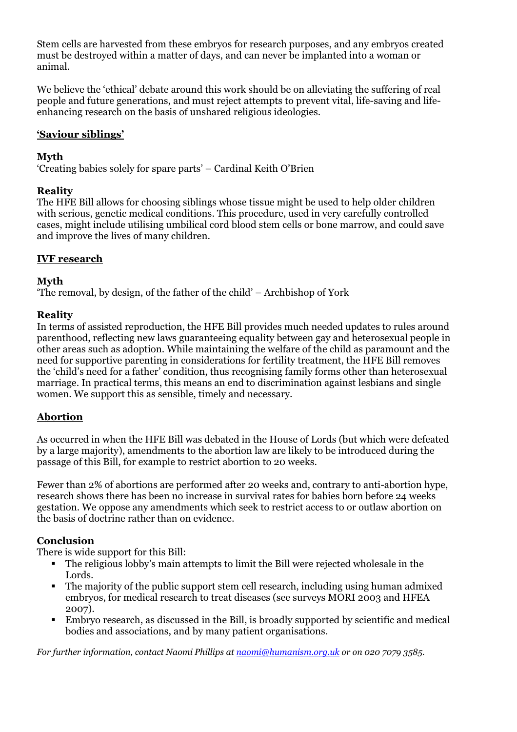Stem cells are harvested from these embryos for research purposes, and any embryos created must be destroyed within a matter of days, and can never be implanted into a woman or animal.

We believe the 'ethical' debate around this work should be on alleviating the suffering of real people and future generations, and must reject attempts to prevent vital, life-saving and life-enhancing research on the basis of unshared religious ideologies.

## 'Saviour siblings'

**Myth**
'Creating babies solely for spare parts' – Cardinal Keith O'Brien

**Reality**
The HFE Bill allows for choosing siblings whose tissue might be used to help older children with serious, genetic medical conditions. This procedure, used in very carefully controlled cases, might include utilising umbilical cord blood stem cells or bone marrow, and could save and improve the lives of many children.

## IVF research

**Myth**
'The removal, by design, of the father of the child' – Archbishop of York

**Reality**
In terms of assisted reproduction, the HFE Bill provides much needed updates to rules around parenthood, reflecting new laws guaranteeing equality between gay and heterosexual people in other areas such as adoption. While maintaining the welfare of the child as paramount and the need for supportive parenting in considerations for fertility treatment, the HFE Bill removes the 'child's need for a father' condition, thus recognising family forms other than heterosexual marriage. In practical terms, this means an end to discrimination against lesbians and single women. We support this as sensible, timely and necessary.

## Abortion

As occurred in when the HFE Bill was debated in the House of Lords (but which were defeated by a large majority), amendments to the abortion law are likely to be introduced during the passage of this Bill, for example to restrict abortion to 20 weeks.

Fewer than 2% of abortions are performed after 20 weeks and, contrary to anti-abortion hype, research shows there has been no increase in survival rates for babies born before 24 weeks gestation. We oppose any amendments which seek to restrict access to or outlaw abortion on the basis of doctrine rather than on evidence.

**Conclusion**
There is wide support for this Bill:

- The religious lobby's main attempts to limit the Bill were rejected wholesale in the Lords.
- The majority of the public support stem cell research, including using human admixed embryos, for medical research to treat diseases (see surveys MORI 2003 and HFEA 2007).
- Embryo research, as discussed in the Bill, is broadly supported by scientific and medical bodies and associations, and by many patient organisations.

*For further information, contact Naomi Phillips at naomi@humanism.org.uk or on 020 7079 3585.*